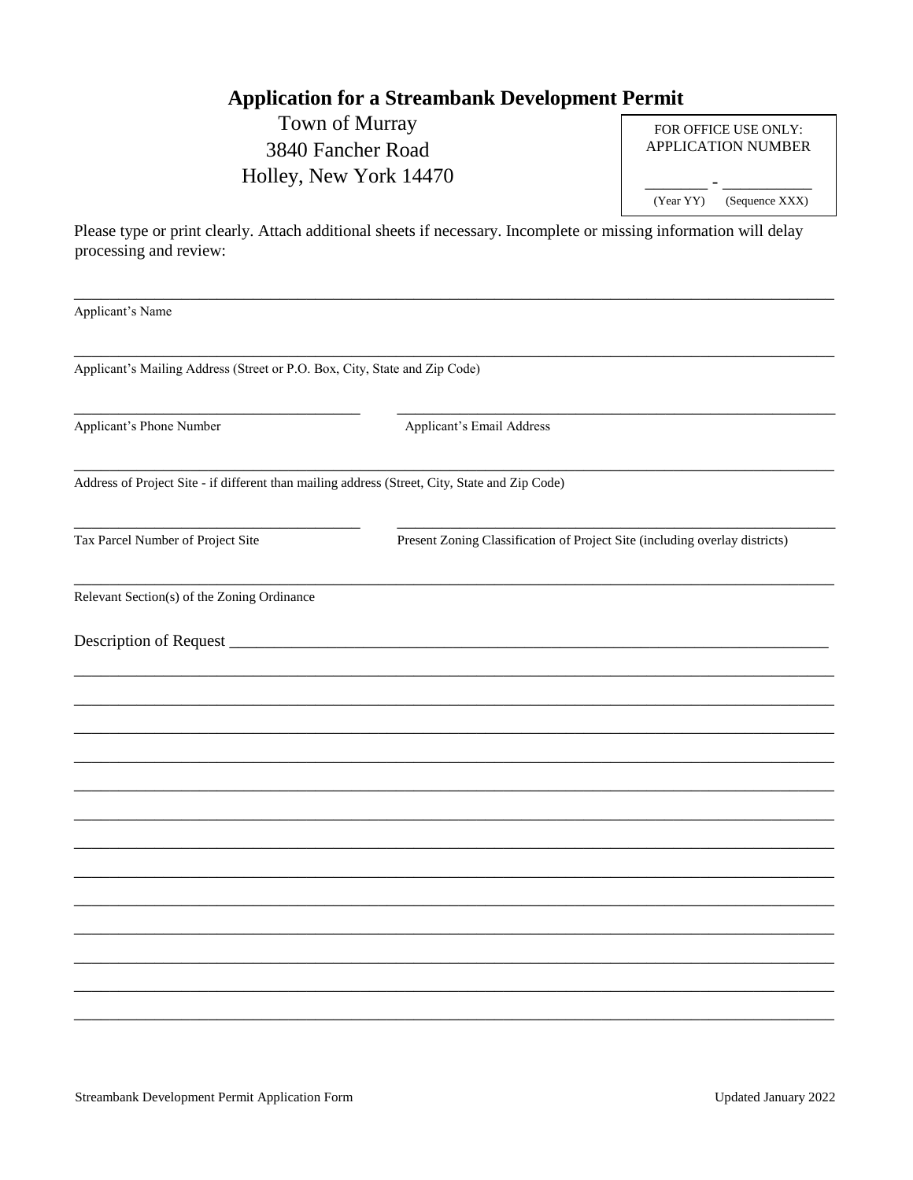# Application for a Streambank Development Permit

Town of Murray
3840 Fancher Road
Holley, New York 14470

| FOR OFFICE USE ONLY: APPLICATION NUMBER |
|---|
| _______ - __________ |
| (Year YY) (Sequence XXX) |

Please type or print clearly. Attach additional sheets if necessary. Incomplete or missing information will delay processing and review:

______________________________________________________________________________
Applicant's Name

______________________________________________________________________________
Applicant's Mailing Address (Street or P.O. Box, City, State and Zip Code)

________________________________ ________________________________________________
Applicant's Phone Number Applicant's Email Address

______________________________________________________________________________
Address of Project Site - if different than mailing address (Street, City, State and Zip Code)

________________________________ ________________________________________________
Tax Parcel Number of Project Site Present Zoning Classification of Project Site (including overlay districts)

______________________________________________________________________________
Relevant Section(s) of the Zoning Ordinance

Description of Request ____________________________________________________________
______________________________________________________________________________
______________________________________________________________________________
______________________________________________________________________________
______________________________________________________________________________
______________________________________________________________________________
______________________________________________________________________________
______________________________________________________________________________
______________________________________________________________________________
______________________________________________________________________________
______________________________________________________________________________
______________________________________________________________________________
______________________________________________________________________________
______________________________________________________________________________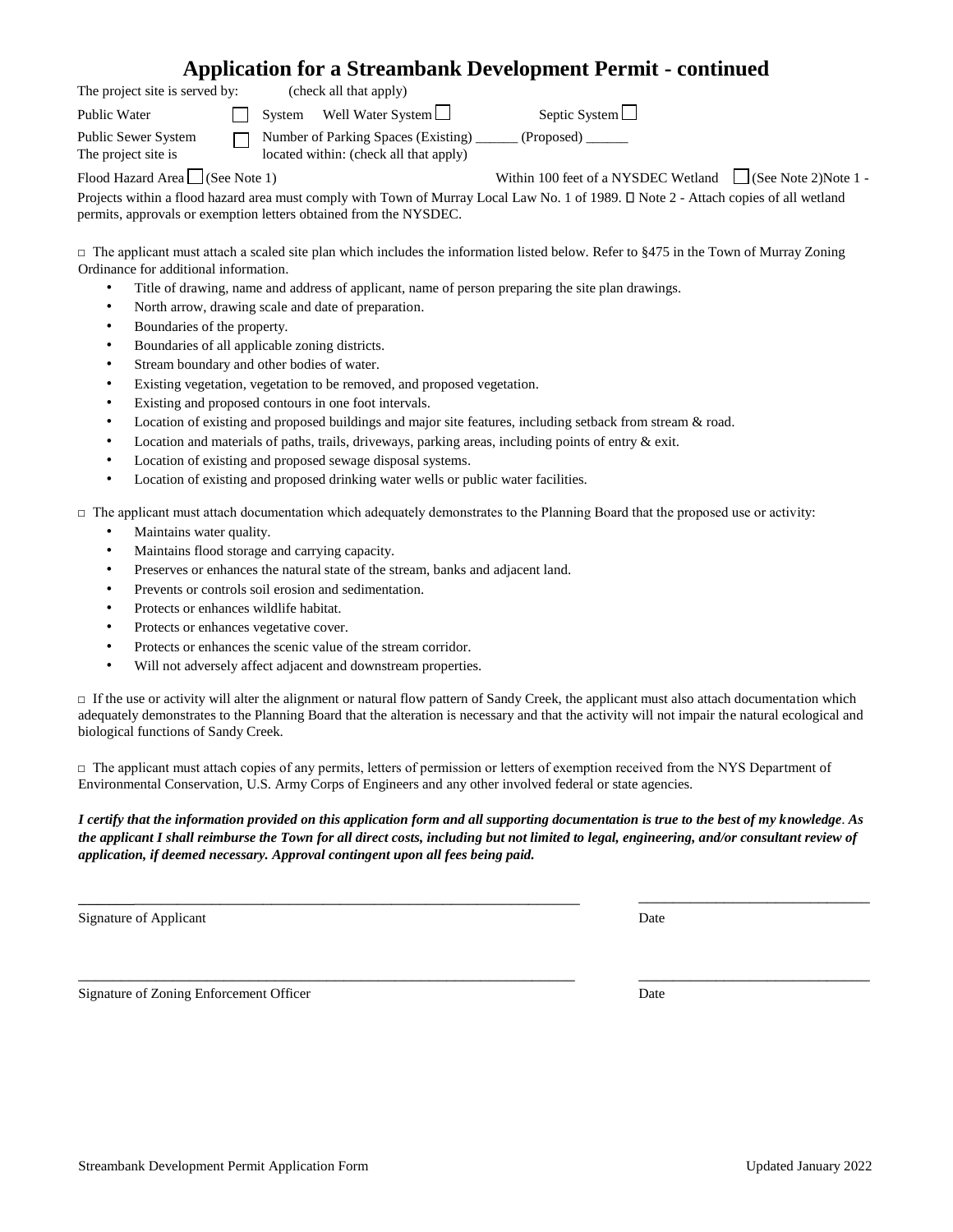# Application for a Streambank Development Permit - continued

The project site is served by: (check all that apply)

Public Water ☐ System Well Water System ☐ Septic System ☐

Public Sewer System ☐ Number of Parking Spaces (Existing) ______ (Proposed) ______

The project site is located within: (check all that apply)

Flood Hazard Area ☐ (See Note 1) Within 100 feet of a NYSDEC Wetland ☐ (See Note 2)

Note 1 - Projects within a flood hazard area must comply with Town of Murray Local Law No. 1 of 1989. Note 2 - Attach copies of all wetland permits, approvals or exemption letters obtained from the NYSDEC.

□ The applicant must attach a scaled site plan which includes the information listed below. Refer to §475 in the Town of Murray Zoning Ordinance for additional information.

- Title of drawing, name and address of applicant, name of person preparing the site plan drawings.
- North arrow, drawing scale and date of preparation.
- Boundaries of the property.
- Boundaries of all applicable zoning districts.
- Stream boundary and other bodies of water.
- Existing vegetation, vegetation to be removed, and proposed vegetation.
- Existing and proposed contours in one foot intervals.
- Location of existing and proposed buildings and major site features, including setback from stream & road.
- Location and materials of paths, trails, driveways, parking areas, including points of entry & exit.
- Location of existing and proposed sewage disposal systems.
- Location of existing and proposed drinking water wells or public water facilities.

□ The applicant must attach documentation which adequately demonstrates to the Planning Board that the proposed use or activity:

- Maintains water quality.
- Maintains flood storage and carrying capacity.
- Preserves or enhances the natural state of the stream, banks and adjacent land.
- Prevents or controls soil erosion and sedimentation.
- Protects or enhances wildlife habitat.
- Protects or enhances vegetative cover.
- Protects or enhances the scenic value of the stream corridor.
- Will not adversely affect adjacent and downstream properties.

□ If the use or activity will alter the alignment or natural flow pattern of Sandy Creek, the applicant must also attach documentation which adequately demonstrates to the Planning Board that the alteration is necessary and that the activity will not impair the natural ecological and biological functions of Sandy Creek.

□ The applicant must attach copies of any permits, letters of permission or letters of exemption received from the NYS Department of Environmental Conservation, U.S. Army Corps of Engineers and any other involved federal or state agencies.

***I certify that the information provided on this application form and all supporting documentation is true to the best of my knowledge. As the applicant I shall reimburse the Town for all direct costs, including but not limited to legal, engineering, and/or consultant review of application, if deemed necessary. Approval contingent upon all fees being paid.***

_______________________________________________ _______________________

Signature of Applicant Date

_______________________________________________ _______________________

Signature of Zoning Enforcement Officer Date

Streambank Development Permit Application Form Updated January 2022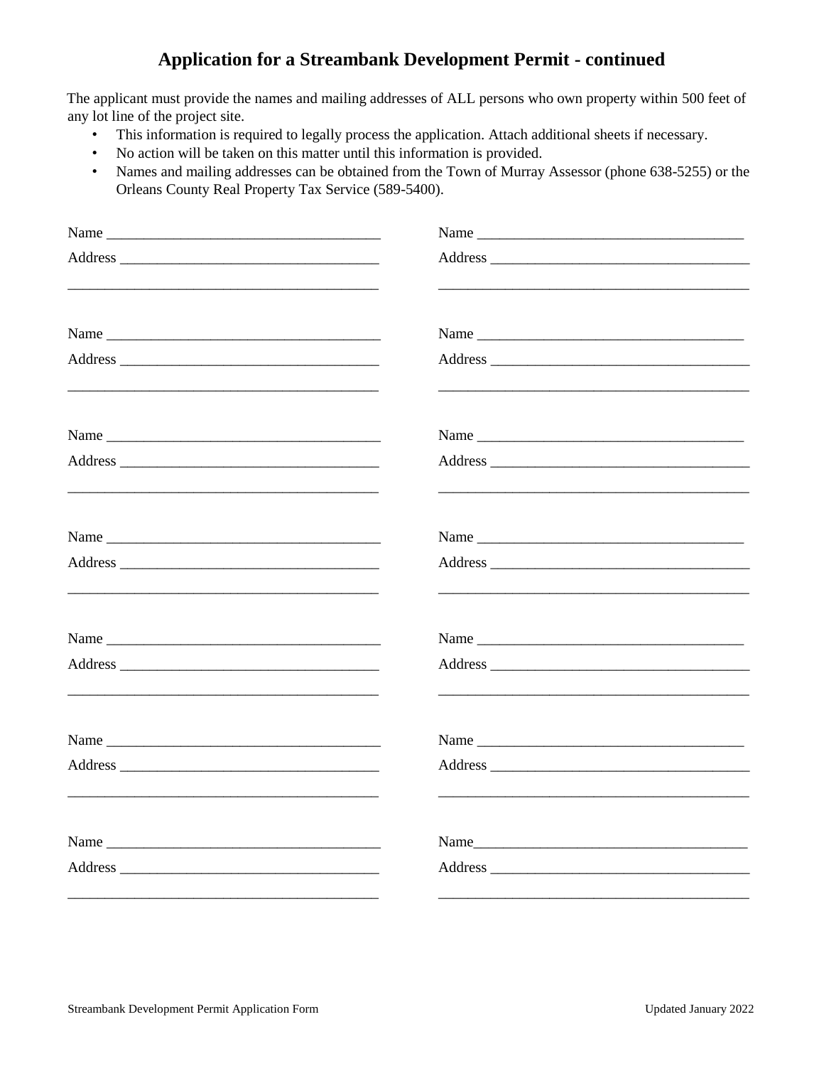## Application for a Streambank Development Permit - continued

The applicant must provide the names and mailing addresses of ALL persons who own property within 500 feet of any lot line of the project site.

- This information is required to legally process the application. Attach additional sheets if necessary.
- No action will be taken on this matter until this information is provided.
- Names and mailing addresses can be obtained from the Town of Murray Assessor (phone 638-5255) or the Orleans County Real Property Tax Service (589-5400).

Name ____________________________________

Address __________________________________

__________________________________________

Name ____________________________________

Address __________________________________

__________________________________________

Name ____________________________________

Address __________________________________

__________________________________________

Name ____________________________________

Address __________________________________

__________________________________________

Name ____________________________________

Address __________________________________

__________________________________________

Name ____________________________________

Address __________________________________

__________________________________________

Name ____________________________________

Address __________________________________

__________________________________________

Name ____________________________________

Address __________________________________

__________________________________________

Name ____________________________________

Address __________________________________

__________________________________________

Name ____________________________________

Address __________________________________

__________________________________________

Name ____________________________________

Address __________________________________

__________________________________________

Name ____________________________________

Address __________________________________

__________________________________________

Name ____________________________________

Address __________________________________

__________________________________________

Name ____________________________________

Address __________________________________

__________________________________________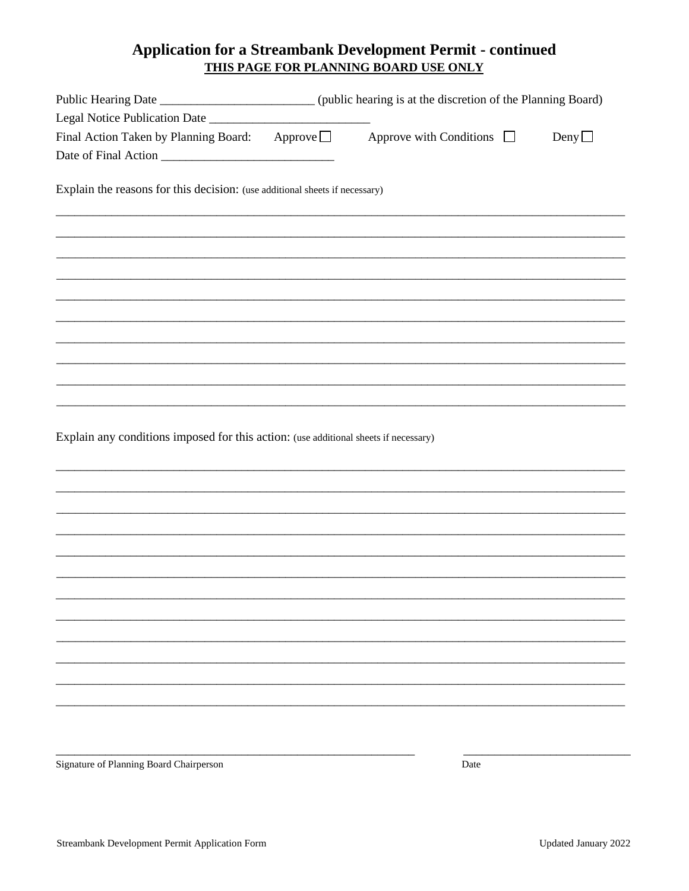# Application for a Streambank Development Permit - continued

**THIS PAGE FOR PLANNING BOARD USE ONLY**

Public Hearing Date ________________________ (public hearing is at the discretion of the Planning Board)

Legal Notice Publication Date _________________________

Final Action Taken by Planning Board: Approve ☐ Approve with Conditions ☐ Deny ☐

Date of Final Action ___________________________

Explain the reasons for this decision: (use additional sheets if necessary)

_____________________________________________________________________________________

_____________________________________________________________________________________

_____________________________________________________________________________________

_____________________________________________________________________________________

_____________________________________________________________________________________

_____________________________________________________________________________________

_____________________________________________________________________________________

_____________________________________________________________________________________

_____________________________________________________________________________________

_____________________________________________________________________________________

Explain any conditions imposed for this action: (use additional sheets if necessary)

_____________________________________________________________________________________

_____________________________________________________________________________________

_____________________________________________________________________________________

_____________________________________________________________________________________

_____________________________________________________________________________________

_____________________________________________________________________________________

_____________________________________________________________________________________

_____________________________________________________________________________________

_____________________________________________________________________________________

_____________________________________________________________________________________

_____________________________________________________________________________________

_____________________________________________________________________________________

_______________________________________________________ ___________________________

Signature of Planning Board Chairperson Date

Streambank Development Permit Application Form Updated January 2022